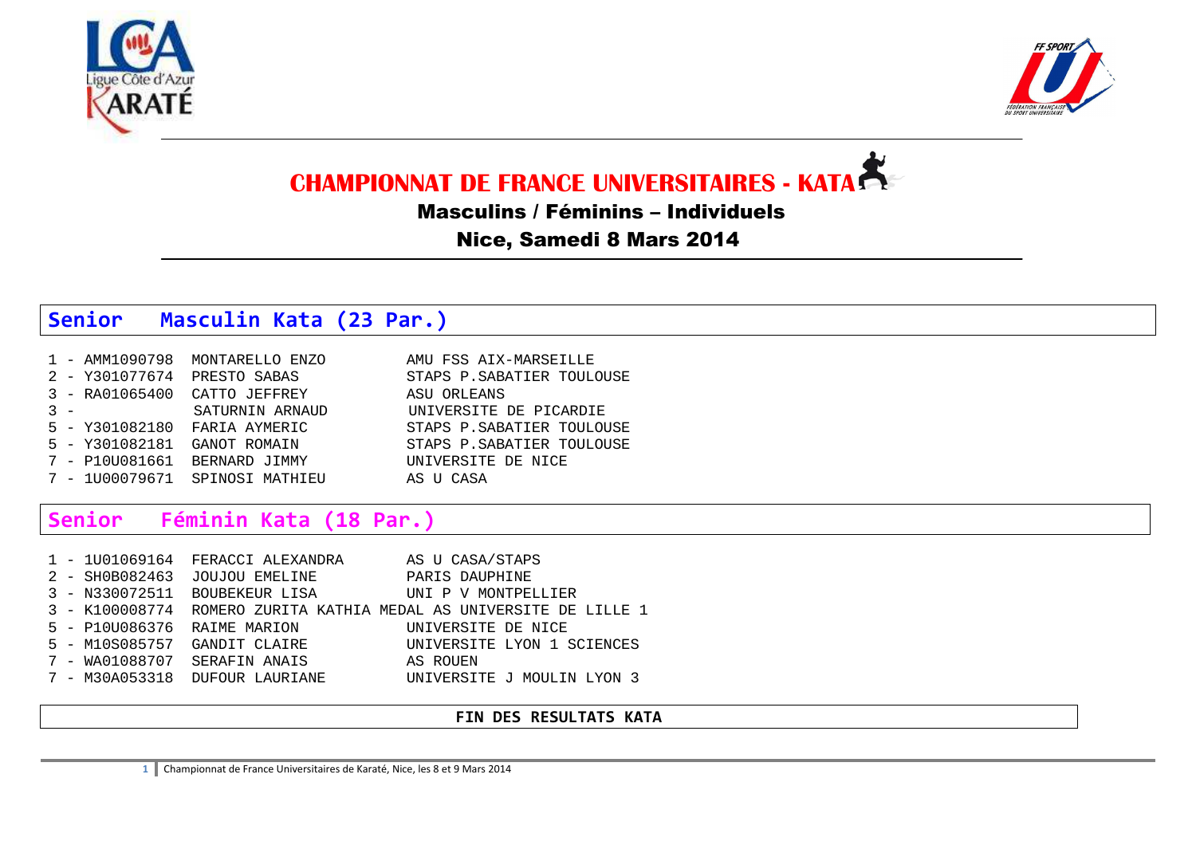# CHAMPIONNAT DE FRANCE UNIVERSITAIRES - KATA

## Masculins / Féminins – Individuels

## Nice, Samedi 8 Mars 2014

### Senior Masculin Kata (23 Par.)

| | | | |
|---|---|---|---|
| 1 - | AMM1090798 | MONTARELLO ENZO | AMU FSS AIX-MARSEILLE |
| 2 - | Y301077674 | PRESTO SABAS | STAPS P.SABATIER TOULOUSE |
| 3 - | RA01065400 | CATTO JEFFREY | ASU ORLEANS |
| 3 - | | SATURNIN ARNAUD | UNIVERSITE DE PICARDIE |
| 5 - | Y301082180 | FARIA AYMERIC | STAPS P.SABATIER TOULOUSE |
| 5 - | Y301082181 | GANOT ROMAIN | STAPS P.SABATIER TOULOUSE |
| 7 - | P10U081661 | BERNARD JIMMY | UNIVERSITE DE NICE |
| 7 - | 1U00079671 | SPINOSI MATHIEU | AS U CASA |

### Senior Féminin Kata (18 Par.)

| | | | |
|---|---|---|---|
| 1 - | 1U01069164 | FERACCI ALEXANDRA | AS U CASA/STAPS |
| 2 - | SH0B082463 | JOUJOU EMELINE | PARIS DAUPHINE |
| 3 - | N330072511 | BOUBEKEUR LISA | UNI P V MONTPELLIER |
| 3 - | K100008774 | ROMERO ZURITA KATHIA MEDAL | AS UNIVERSITE DE LILLE 1 |
| 5 - | P10U086376 | RAIME MARION | UNIVERSITE DE NICE |
| 5 - | M10S085757 | GANDIT CLAIRE | UNIVERSITE LYON 1 SCIENCES |
| 7 - | WA01088707 | SERAFIN ANAIS | AS ROUEN |
| 7 - | M30A053318 | DUFOUR LAURIANE | UNIVERSITE J MOULIN LYON 3 |

**FIN DES RESULTATS KATA**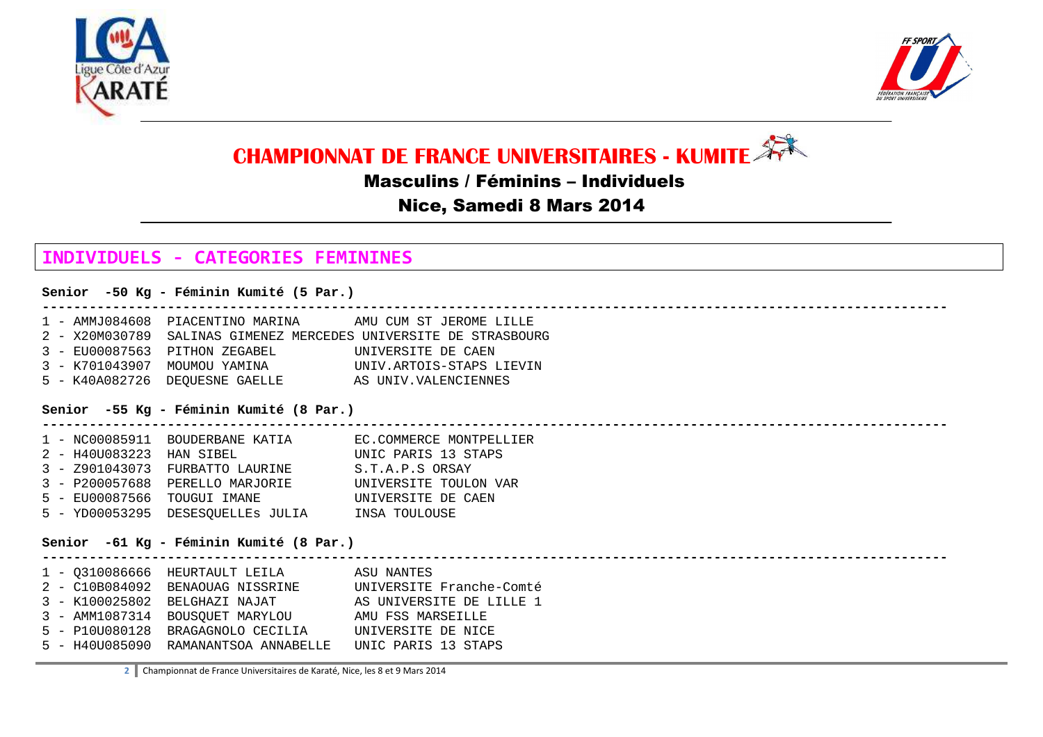# CHAMPIONNAT DE FRANCE UNIVERSITAIRES - KUMITE

## Masculins / Féminins – Individuels

## Nice, Samedi 8 Mars 2014

## INDIVIDUELS - CATEGORIES FEMININES

**Senior -50 Kg - Féminin Kumité (5 Par.)**

| | | | |
|---|---|---|---|
| 1 | AMMJ084608 | PIACENTINO MARINA | AMU CUM ST JEROME LILLE |
| 2 | X20M030789 | SALINAS GIMENEZ MERCEDES | UNIVERSITE DE STRASBOURG |
| 3 | EU00087563 | PITHON ZEGABEL | UNIVERSITE DE CAEN |
| 3 | K701043907 | MOUMOU YAMINA | UNIV.ARTOIS-STAPS LIEVIN |
| 5 | K40A082726 | DEQUESNE GAELLE | AS UNIV.VALENCIENNES |

**Senior -55 Kg - Féminin Kumité (8 Par.)**

| | | | |
|---|---|---|---|
| 1 | NC00085911 | BOUDERBANE KATIA | EC.COMMERCE MONTPELLIER |
| 2 | H40U083223 | HAN SIBEL | UNIC PARIS 13 STAPS |
| 3 | Z901043073 | FURBATTO LAURINE | S.T.A.P.S ORSAY |
| 3 | P200057688 | PERELLO MARJORIE | UNIVERSITE TOULON VAR |
| 5 | EU00087566 | TOUGUI IMANE | UNIVERSITE DE CAEN |
| 5 | YD00053295 | DESESQUELLEs JULIA | INSA TOULOUSE |

**Senior -61 Kg - Féminin Kumité (8 Par.)**

| | | | |
|---|---|---|---|
| 1 | Q310086666 | HEURTAULT LEILA | ASU NANTES |
| 2 | C10B084092 | BENAOUAG NISSRINE | UNIVERSITE Franche-Comté |
| 3 | K100025802 | BELGHAZI NAJAT | AS UNIVERSITE DE LILLE 1 |
| 3 | AMM1087314 | BOUSQUET MARYLOU | AMU FSS MARSEILLE |
| 5 | P10U080128 | BRAGAGNOLO CECILIA | UNIVERSITE DE NICE |
| 5 | H40U085090 | RAMANANTSOA ANNABELLE | UNIC PARIS 13 STAPS |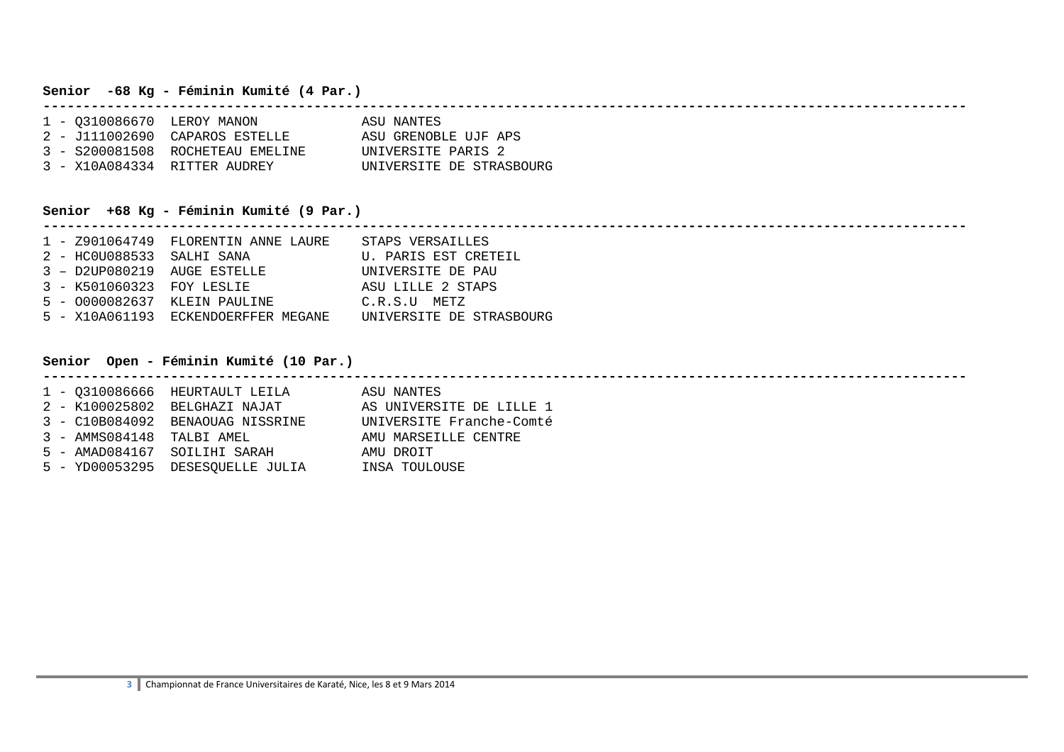**Senior -68 Kg - Féminin Kumité (4 Par.)**

| | | | |
|---|---|---|---|
| 1 - | Q310086670 | LEROY MANON | ASU NANTES |
| 2 - | J111002690 | CAPAROS ESTELLE | ASU GRENOBLE UJF APS |
| 3 - | S200081508 | ROCHETEAU EMELINE | UNIVERSITE PARIS 2 |
| 3 - | X10A084334 | RITTER AUDREY | UNIVERSITE DE STRASBOURG |

**Senior +68 Kg - Féminin Kumité (9 Par.)**

| | | | |
|---|---|---|---|
| 1 - | Z901064749 | FLORENTIN ANNE LAURE | STAPS VERSAILLES |
| 2 - | HC0U088533 | SALHI SANA | U. PARIS EST CRETEIL |
| 3 – | D2UP080219 | AUGE ESTELLE | UNIVERSITE DE PAU |
| 3 - | K501060323 | FOY LESLIE | ASU LILLE 2 STAPS |
| 5 - | O000082637 | KLEIN PAULINE | C.R.S.U METZ |
| 5 - | X10A061193 | ECKENDOERFFER MEGANE | UNIVERSITE DE STRASBOURG |

**Senior Open - Féminin Kumité (10 Par.)**

| | | | |
|---|---|---|---|
| 1 - | Q310086666 | HEURTAULT LEILA | ASU NANTES |
| 2 - | K100025802 | BELGHAZI NAJAT | AS UNIVERSITE DE LILLE 1 |
| 3 - | C10B084092 | BENAOUAG NISSRINE | UNIVERSITE Franche-Comté |
| 3 - | AMMS084148 | TALBI AMEL | AMU MARSEILLE CENTRE |
| 5 - | AMAD084167 | SOILIHI SARAH | AMU DROIT |
| 5 - | YD00053295 | DESESQUELLE JULIA | INSA TOULOUSE |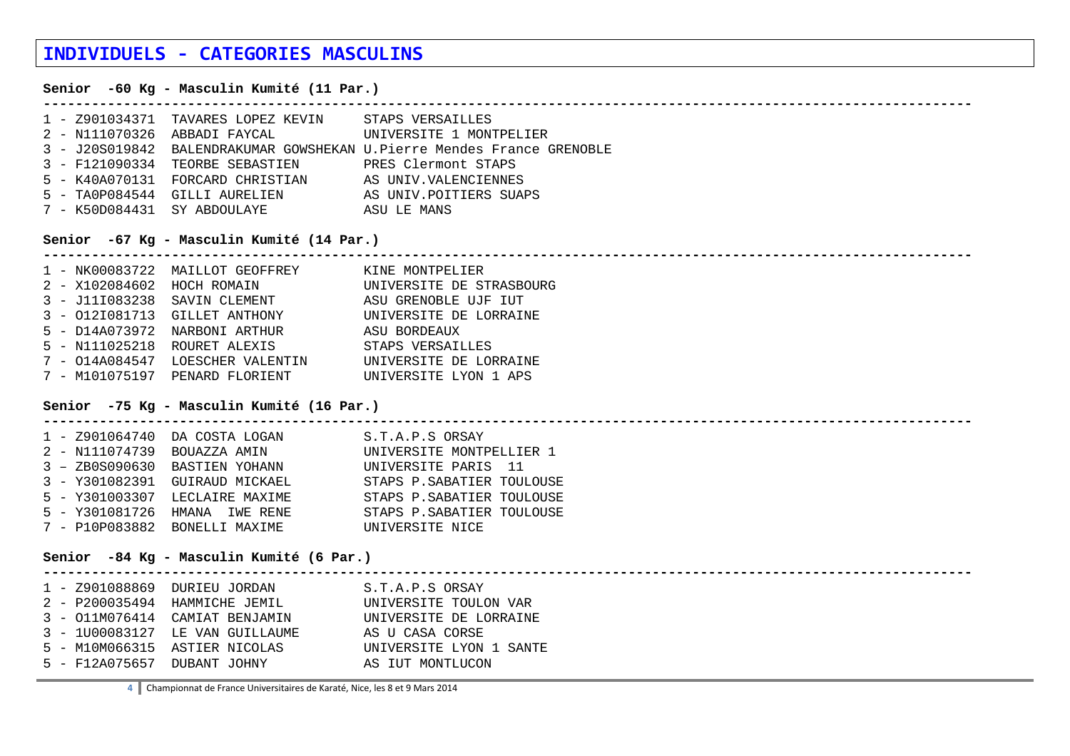## INDIVIDUELS - CATEGORIES MASCULINS

### Senior -60 Kg - Masculin Kumité (11 Par.)

| Rang | Licence | Nom | Club |
|---|---|---|---|
| 1 | Z901034371 | TAVARES LOPEZ KEVIN | STAPS VERSAILLES |
| 2 | N111070326 | ABBADI FAYCAL | UNIVERSITE 1 MONTPELIER |
| 3 | J20S019842 | BALENDRAKUMAR GOWSHEKAN | U.Pierre Mendes France GRENOBLE |
| 3 | F121090334 | TEORBE SEBASTIEN | PRES Clermont STAPS |
| 5 | K40A070131 | FORCARD CHRISTIAN | AS UNIV.VALENCIENNES |
| 5 | TA0P084544 | GILLI AURELIEN | AS UNIV.POITIERS SUAPS |
| 7 | K50D084431 | SY ABDOULAYE | ASU LE MANS |

### Senior -67 Kg - Masculin Kumité (14 Par.)

| Rang | Licence | Nom | Club |
|---|---|---|---|
| 1 | NK00083722 | MAILLOT GEOFFREY | KINE MONTPELIER |
| 2 | X102084602 | HOCH ROMAIN | UNIVERSITE DE STRASBOURG |
| 3 | J11I083238 | SAVIN CLEMENT | ASU GRENOBLE UJF IUT |
| 3 | O12I081713 | GILLET ANTHONY | UNIVERSITE DE LORRAINE |
| 5 | D14A073972 | NARBONI ARTHUR | ASU BORDEAUX |
| 5 | N111025218 | ROURET ALEXIS | STAPS VERSAILLES |
| 7 | O14A084547 | LOESCHER VALENTIN | UNIVERSITE DE LORRAINE |
| 7 | M101075197 | PENARD FLORIENT | UNIVERSITE LYON 1 APS |

### Senior -75 Kg - Masculin Kumité (16 Par.)

| Rang | Licence | Nom | Club |
|---|---|---|---|
| 1 | Z901064740 | DA COSTA LOGAN | S.T.A.P.S ORSAY |
| 2 | N111074739 | BOUAZZA AMIN | UNIVERSITE MONTPELLIER 1 |
| 3 | ZB0S090630 | BASTIEN YOHANN | UNIVERSITE PARIS 11 |
| 3 | Y301082391 | GUIRAUD MICKAEL | STAPS P.SABATIER TOULOUSE |
| 5 | Y301003307 | LECLAIRE MAXIME | STAPS P.SABATIER TOULOUSE |
| 5 | Y301081726 | HMANA IWE RENE | STAPS P.SABATIER TOULOUSE |
| 7 | P10P083882 | BONELLI MAXIME | UNIVERSITE NICE |

### Senior -84 Kg - Masculin Kumité (6 Par.)

| Rang | Licence | Nom | Club |
|---|---|---|---|
| 1 | Z901088869 | DURIEU JORDAN | S.T.A.P.S ORSAY |
| 2 | P200035494 | HAMMICHE JEMIL | UNIVERSITE TOULON VAR |
| 3 | O11M076414 | CAMIAT BENJAMIN | UNIVERSITE DE LORRAINE |
| 3 | 1U00083127 | LE VAN GUILLAUME | AS U CASA CORSE |
| 5 | M10M066315 | ASTIER NICOLAS | UNIVERSITE LYON 1 SANTE |
| 5 | F12A075657 | DUBANT JOHNY | AS IUT MONTLUCON |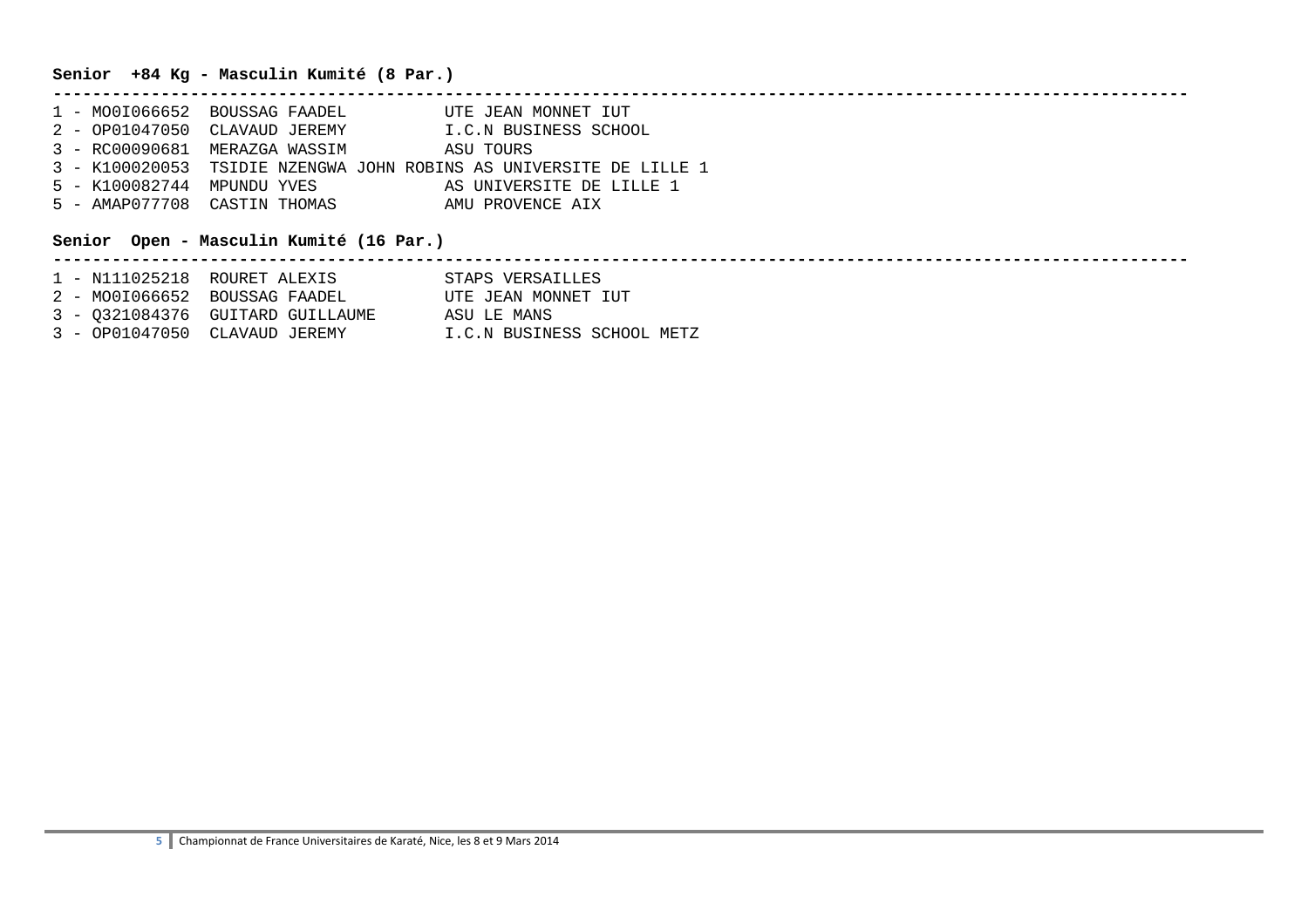**Senior +84 Kg - Masculin Kumité (8 Par.)**

```
1 - MO0I066652  BOUSSAG FAADEL          UTE JEAN MONNET IUT
2 - OP01047050  CLAVAUD JEREMY          I.C.N BUSINESS SCHOOL
3 - RC00090681  MERAZGA WASSIM          ASU TOURS
3 - K100020053  TSIDIE NZENGWA JOHN ROBINS AS UNIVERSITE DE LILLE 1
5 - K100082744  MPUNDU YVES             AS UNIVERSITE DE LILLE 1
5 - AMAP077708  CASTIN THOMAS           AMU PROVENCE AIX
```

**Senior Open - Masculin Kumité (16 Par.)**

```
1 - N111025218  ROURET ALEXIS           STAPS VERSAILLES
2 - MO0I066652  BOUSSAG FAADEL          UTE JEAN MONNET IUT
3 - Q321084376  GUITARD GUILLAUME       ASU LE MANS
3 - OP01047050  CLAVAUD JEREMY          I.C.N BUSINESS SCHOOL METZ
```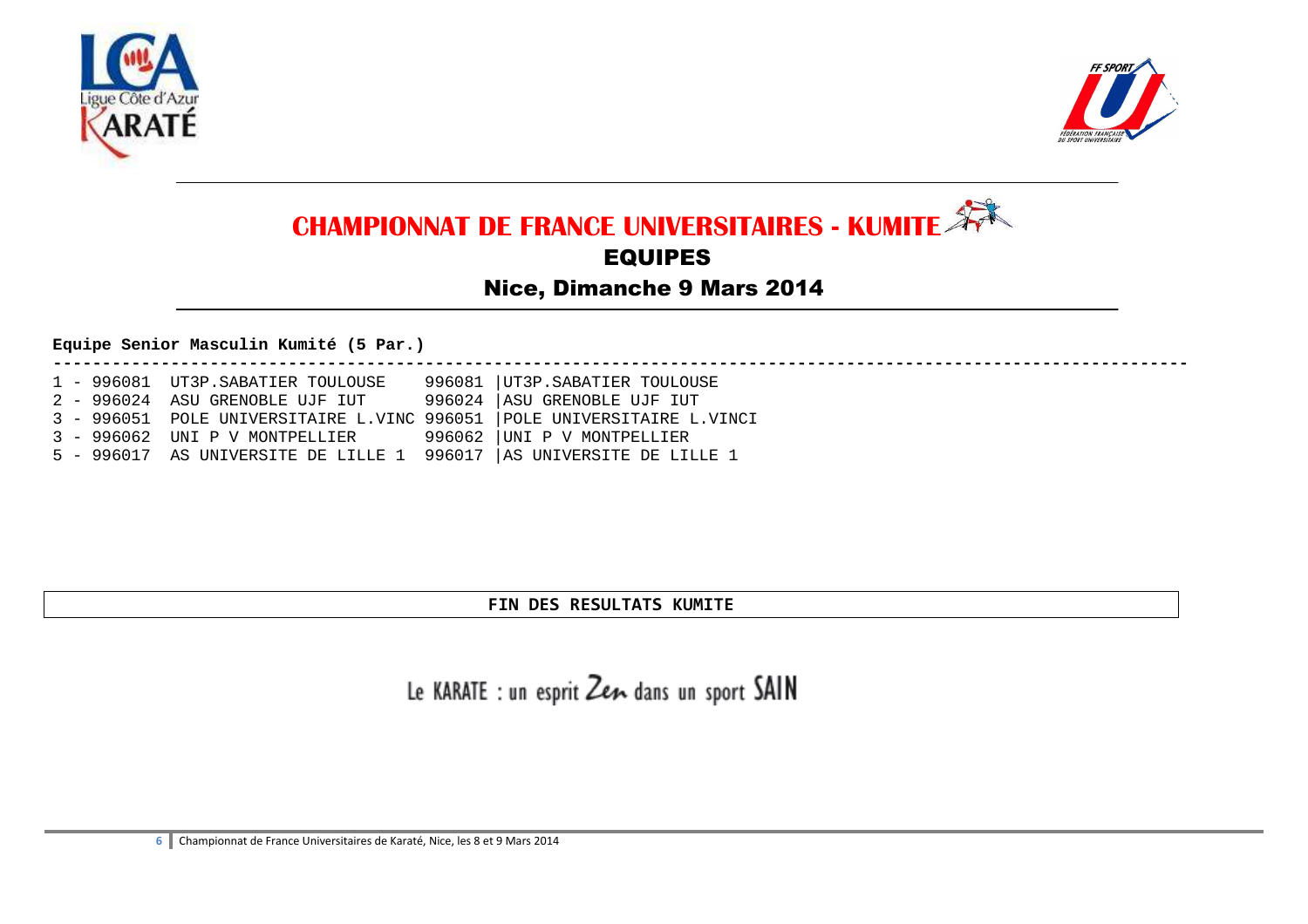# CHAMPIONNAT DE FRANCE UNIVERSITAIRES - KUMITE

## EQUIPES

## Nice, Dimanche 9 Mars 2014

**Equipe Senior Masculin Kumité (5 Par.)**

```
------------------------------------------------------------------------------------------------------------------------
1 - 996081  UT3P.SABATIER TOULOUSE     996081 |UT3P.SABATIER TOULOUSE
2 - 996024  ASU GRENOBLE UJF IUT       996024 |ASU GRENOBLE UJF IUT
3 - 996051  POLE UNIVERSITAIRE L.VINC 996051 |POLE UNIVERSITAIRE L.VINCI
3 - 996062  UNI P V MONTPELLIER        996062 |UNI P V MONTPELLIER
5 - 996017  AS UNIVERSITE DE LILLE 1  996017 |AS UNIVERSITE DE LILLE 1
```

**FIN DES RESULTATS KUMITE**

Le KARATE : un esprit Zen dans un sport SAIN